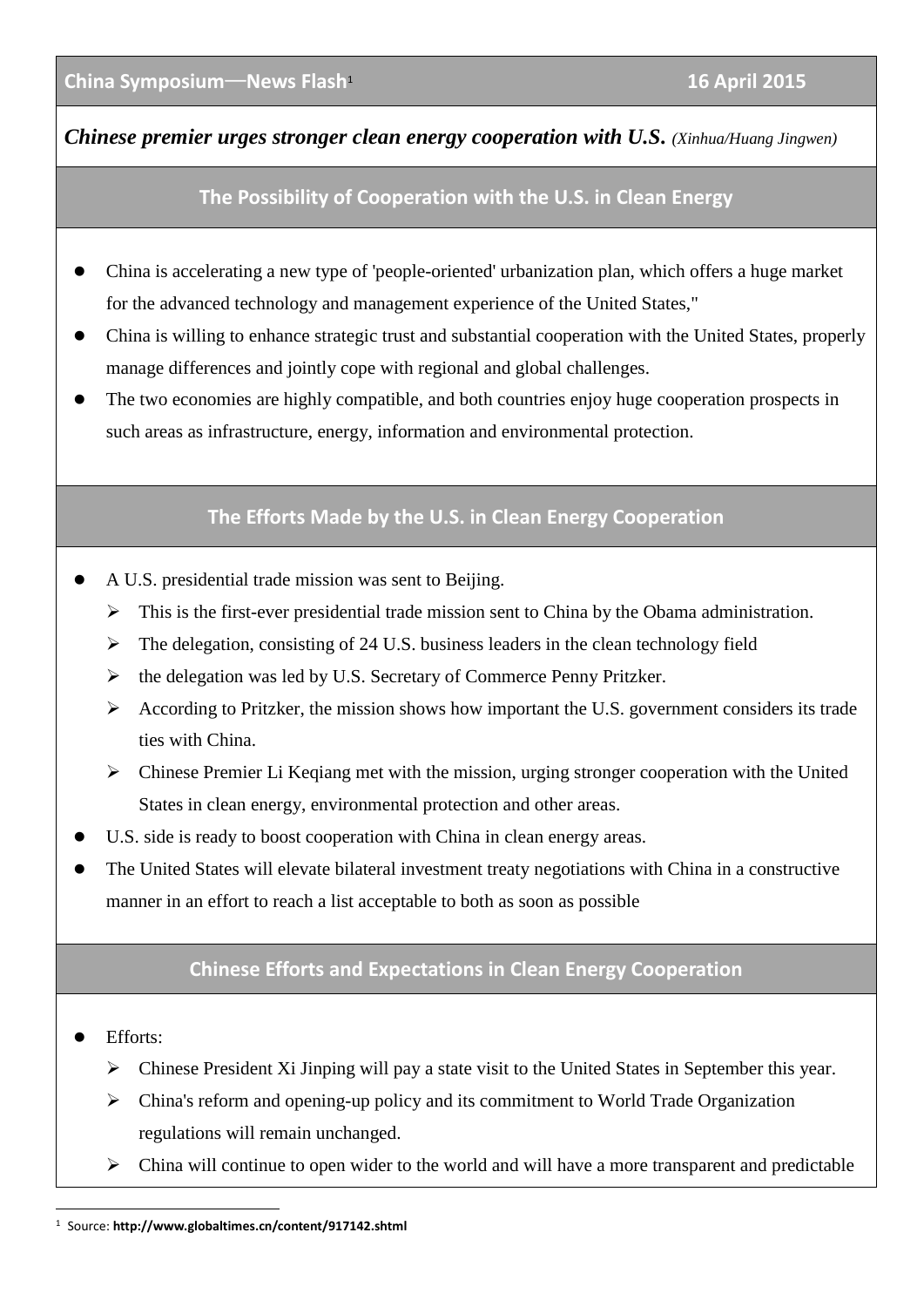**China Symposium—News Flash**[1] **16 April 2015**

***Chinese premier urges stronger clean energy cooperation with U.S.*** *(Xinhua/Huang Jingwen)*

## The Possibility of Cooperation with the U.S. in Clean Energy

- China is accelerating a new type of 'people-oriented' urbanization plan, which offers a huge market for the advanced technology and management experience of the United States,"
- China is willing to enhance strategic trust and substantial cooperation with the United States, properly manage differences and jointly cope with regional and global challenges.
- The two economies are highly compatible, and both countries enjoy huge cooperation prospects in such areas as infrastructure, energy, information and environmental protection.

## The Efforts Made by the U.S. in Clean Energy Cooperation

- A U.S. presidential trade mission was sent to Beijing.
  - This is the first-ever presidential trade mission sent to China by the Obama administration.
  - The delegation, consisting of 24 U.S. business leaders in the clean technology field
  - the delegation was led by U.S. Secretary of Commerce Penny Pritzker.
  - According to Pritzker, the mission shows how important the U.S. government considers its trade ties with China.
  - Chinese Premier Li Keqiang met with the mission, urging stronger cooperation with the United States in clean energy, environmental protection and other areas.
- U.S. side is ready to boost cooperation with China in clean energy areas.
- The United States will elevate bilateral investment treaty negotiations with China in a constructive manner in an effort to reach a list acceptable to both as soon as possible

## Chinese Efforts and Expectations in Clean Energy Cooperation

- Efforts:
  - Chinese President Xi Jinping will pay a state visit to the United States in September this year.
  - China's reform and opening-up policy and its commitment to World Trade Organization regulations will remain unchanged.
  - China will continue to open wider to the world and will have a more transparent and predictable

[1] Source: **http://www.globaltimes.cn/content/917142.shtml**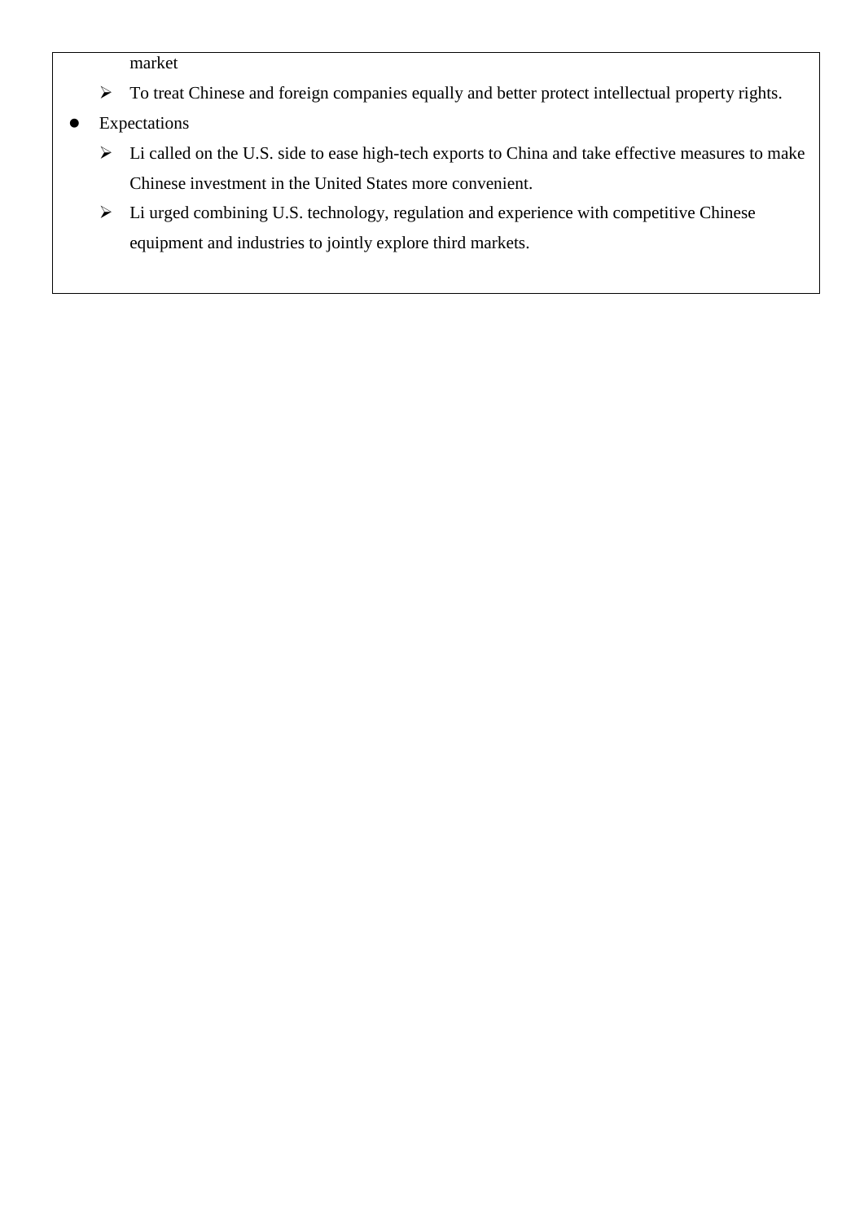market

  - To treat Chinese and foreign companies equally and better protect intellectual property rights.

- Expectations
  - Li called on the U.S. side to ease high-tech exports to China and take effective measures to make Chinese investment in the United States more convenient.
  - Li urged combining U.S. technology, regulation and experience with competitive Chinese equipment and industries to jointly explore third markets.